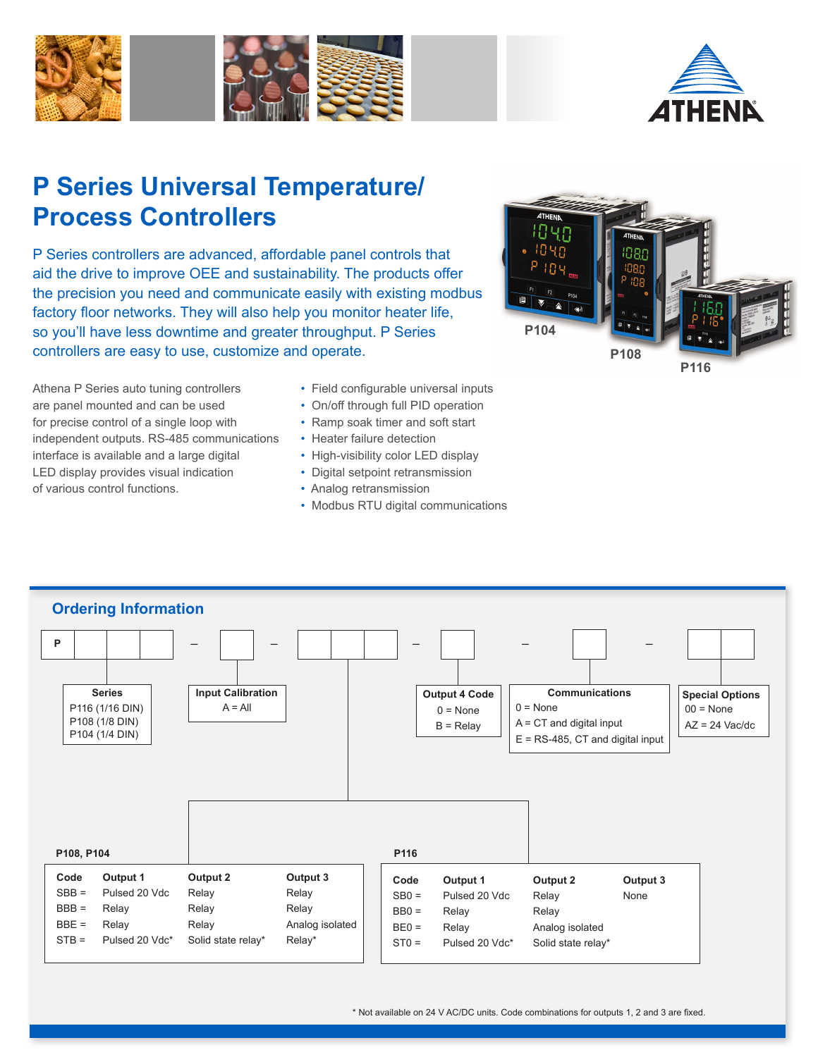# P Series Universal Temperature/ Process Controllers

P Series controllers are advanced, affordable panel controls that aid the drive to improve OEE and sustainability. The products offer the precision you need and communicate easily with existing modbus factory floor networks. They will also help you monitor heater life, so you'll have less downtime and greater throughput. P Series controllers are easy to use, customize and operate.

P104

P108

P116

Athena P Series auto tuning controllers are panel mounted and can be used for precise control of a single loop with independent outputs. RS-485 communications interface is available and a large digital LED display provides visual indication of various control functions.

- Field configurable universal inputs
- On/off through full PID operation
- Ramp soak timer and soft start
- Heater failure detection
- High-visibility color LED display
- Digital setpoint retransmission
- Analog retransmission
- Modbus RTU digital communications

## Ordering Information

P _ _ _ – _ – _ _ _ – _ – _ – _ _

**Series**
P116 (1/16 DIN)
P108 (1/8 DIN)
P104 (1/4 DIN)

**Input Calibration**
A = All

**Output 4 Code**
0 = None
B = Relay

**Communications**
0 = None
A = CT and digital input
E = RS-485, CT and digital input

**Special Options**
00 = None
AZ = 24 Vac/dc

**P108, P104**

| Code | Output 1 | Output 2 | Output 3 |
|---|---|---|---|
| SBB = | Pulsed 20 Vdc | Relay | Relay |
| BBB = | Relay | Relay | Relay |
| BBE = | Relay | Relay | Analog isolated |
| STB = | Pulsed 20 Vdc* | Solid state relay* | Relay* |

**P116**

| Code | Output 1 | Output 2 | Output 3 |
|---|---|---|---|
| SB0 = | Pulsed 20 Vdc | Relay | None |
| BB0 = | Relay | Relay | |
| BE0 = | Relay | Analog isolated | |
| ST0 = | Pulsed 20 Vdc* | Solid state relay* | |

\* Not available on 24 V AC/DC units. Code combinations for outputs 1, 2 and 3 are fixed.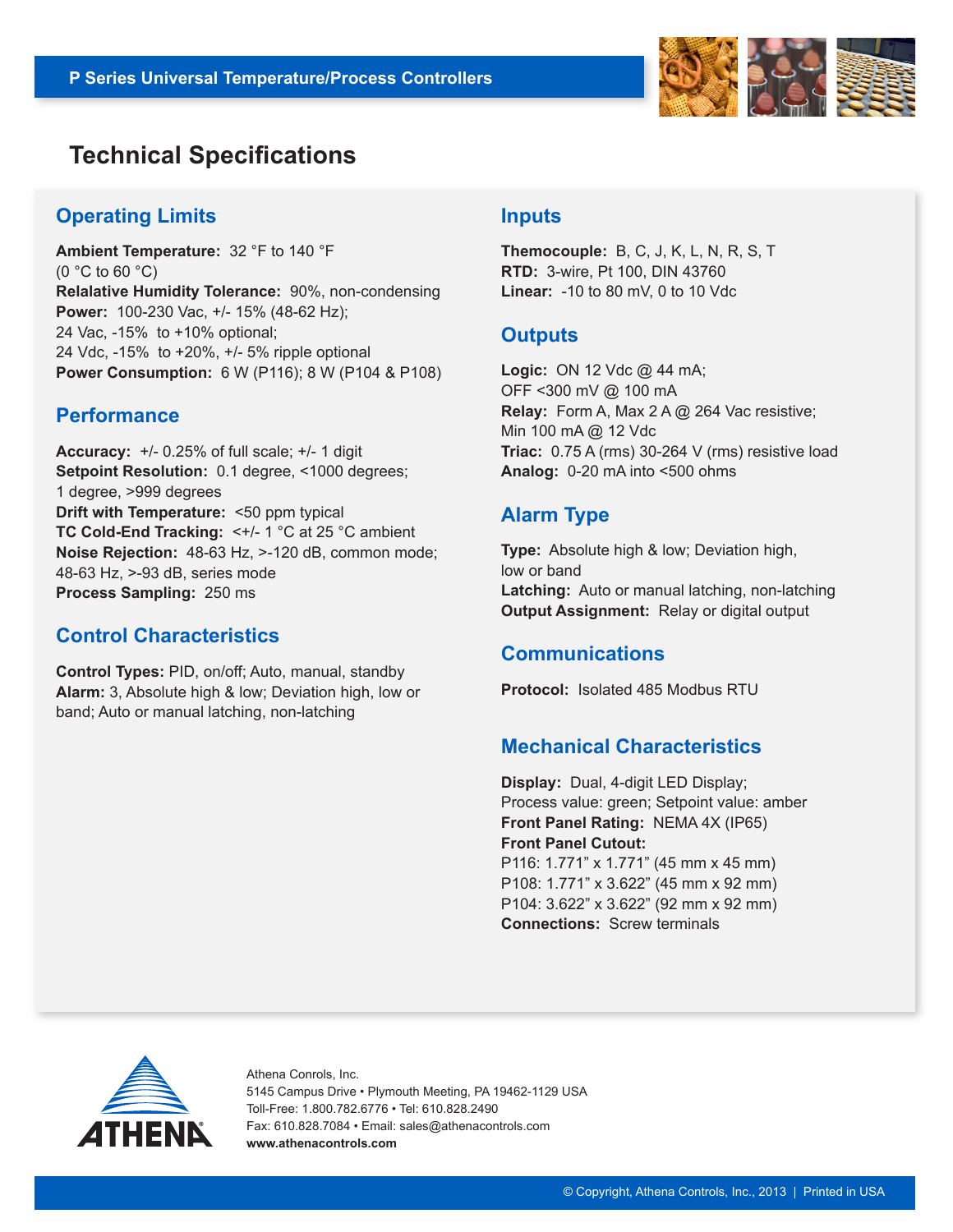P Series Universal Temperature/Process Controllers

# Technical Specifications

## Operating Limits

**Ambient Temperature:** 32 °F to 140 °F (0 °C to 60 °C)
**Relalative Humidity Tolerance:** 90%, non-condensing
**Power:** 100-230 Vac, +/- 15% (48-62 Hz); 24 Vac, -15% to +10% optional; 24 Vdc, -15% to +20%, +/- 5% ripple optional
**Power Consumption:** 6 W (P116); 8 W (P104 & P108)

## Performance

**Accuracy:** +/- 0.25% of full scale; +/- 1 digit
**Setpoint Resolution:** 0.1 degree, <1000 degrees; 1 degree, >999 degrees
**Drift with Temperature:** <50 ppm typical
**TC Cold-End Tracking:** <+/- 1 °C at 25 °C ambient
**Noise Rejection:** 48-63 Hz, >-120 dB, common mode; 48-63 Hz, >-93 dB, series mode
**Process Sampling:** 250 ms

## Control Characteristics

**Control Types:** PID, on/off; Auto, manual, standby
**Alarm:** 3, Absolute high & low; Deviation high, low or band; Auto or manual latching, non-latching

## Inputs

**Themocouple:** B, C, J, K, L, N, R, S, T
**RTD:** 3-wire, Pt 100, DIN 43760
**Linear:** -10 to 80 mV, 0 to 10 Vdc

## Outputs

**Logic:** ON 12 Vdc @ 44 mA; OFF <300 mV @ 100 mA
**Relay:** Form A, Max 2 A @ 264 Vac resistive; Min 100 mA @ 12 Vdc
**Triac:** 0.75 A (rms) 30-264 V (rms) resistive load
**Analog:** 0-20 mA into <500 ohms

## Alarm Type

**Type:** Absolute high & low; Deviation high, low or band
**Latching:** Auto or manual latching, non-latching
**Output Assignment:** Relay or digital output

## Communications

**Protocol:** Isolated 485 Modbus RTU

## Mechanical Characteristics

**Display:** Dual, 4-digit LED Display; Process value: green; Setpoint value: amber
**Front Panel Rating:** NEMA 4X (IP65)
**Front Panel Cutout:**
P116: 1.771" x 1.771" (45 mm x 45 mm)
P108: 1.771" x 3.622" (45 mm x 92 mm)
P104: 3.622" x 3.622" (92 mm x 92 mm)
**Connections:** Screw terminals

ATHENA

Athena Controls, Inc.
5145 Campus Drive • Plymouth Meeting, PA 19462-1129 USA
Toll-Free: 1.800.782.6776 • Tel: 610.828.2490
Fax: 610.828.7084 • Email: sales@athenacontrols.com
**www.athenacontrols.com**

© Copyright, Athena Controls, Inc., 2013 | Printed in USA